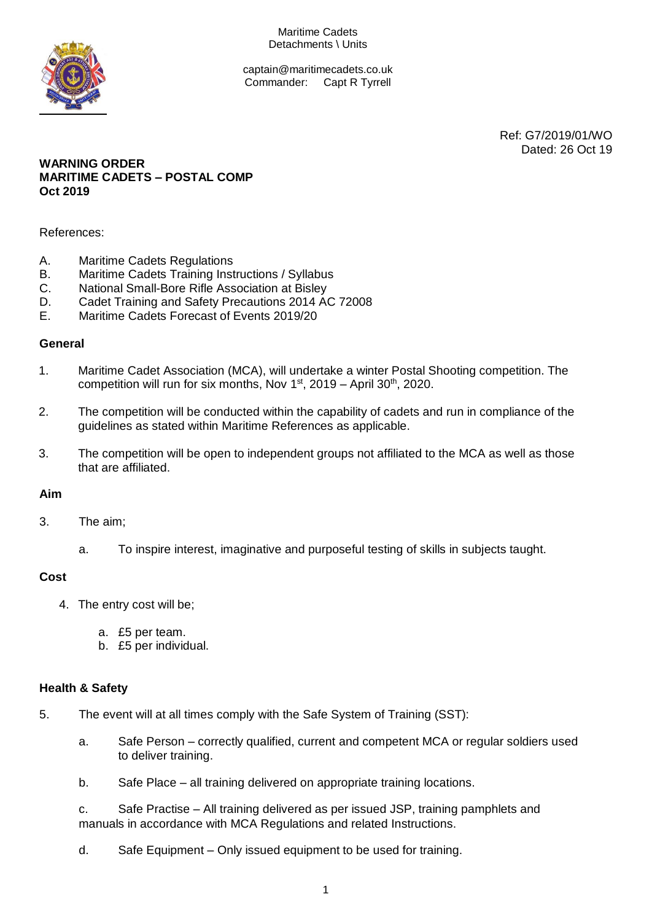Maritime Cadets
Detachments \ Units

captain@maritimecadets.co.uk
Commander: Capt R Tyrrell

Ref: G7/2019/01/WO
Dated: 26 Oct 19

**WARNING ORDER**
**MARITIME CADETS – POSTAL COMP**
**Oct 2019**

References:

A. Maritime Cadets Regulations
B. Maritime Cadets Training Instructions / Syllabus
C. National Small-Bore Rifle Association at Bisley
D. Cadet Training and Safety Precautions 2014 AC 72008
E. Maritime Cadets Forecast of Events 2019/20

## General

1. Maritime Cadet Association (MCA), will undertake a winter Postal Shooting competition. The competition will run for six months, Nov 1st, 2019 – April 30th, 2020.

2. The competition will be conducted within the capability of cadets and run in compliance of the guidelines as stated within Maritime References as applicable.

3. The competition will be open to independent groups not affiliated to the MCA as well as those that are affiliated.

## Aim

3. The aim;

   a. To inspire interest, imaginative and purposeful testing of skills in subjects taught.

## Cost

4. The entry cost will be;

   a. £5 per team.
   b. £5 per individual.

## Health & Safety

5. The event will at all times comply with the Safe System of Training (SST):

   a. Safe Person – correctly qualified, current and competent MCA or regular soldiers used to deliver training.

   b. Safe Place – all training delivered on appropriate training locations.

   c. Safe Practise – All training delivered as per issued JSP, training pamphlets and manuals in accordance with MCA Regulations and related Instructions.

   d. Safe Equipment – Only issued equipment to be used for training.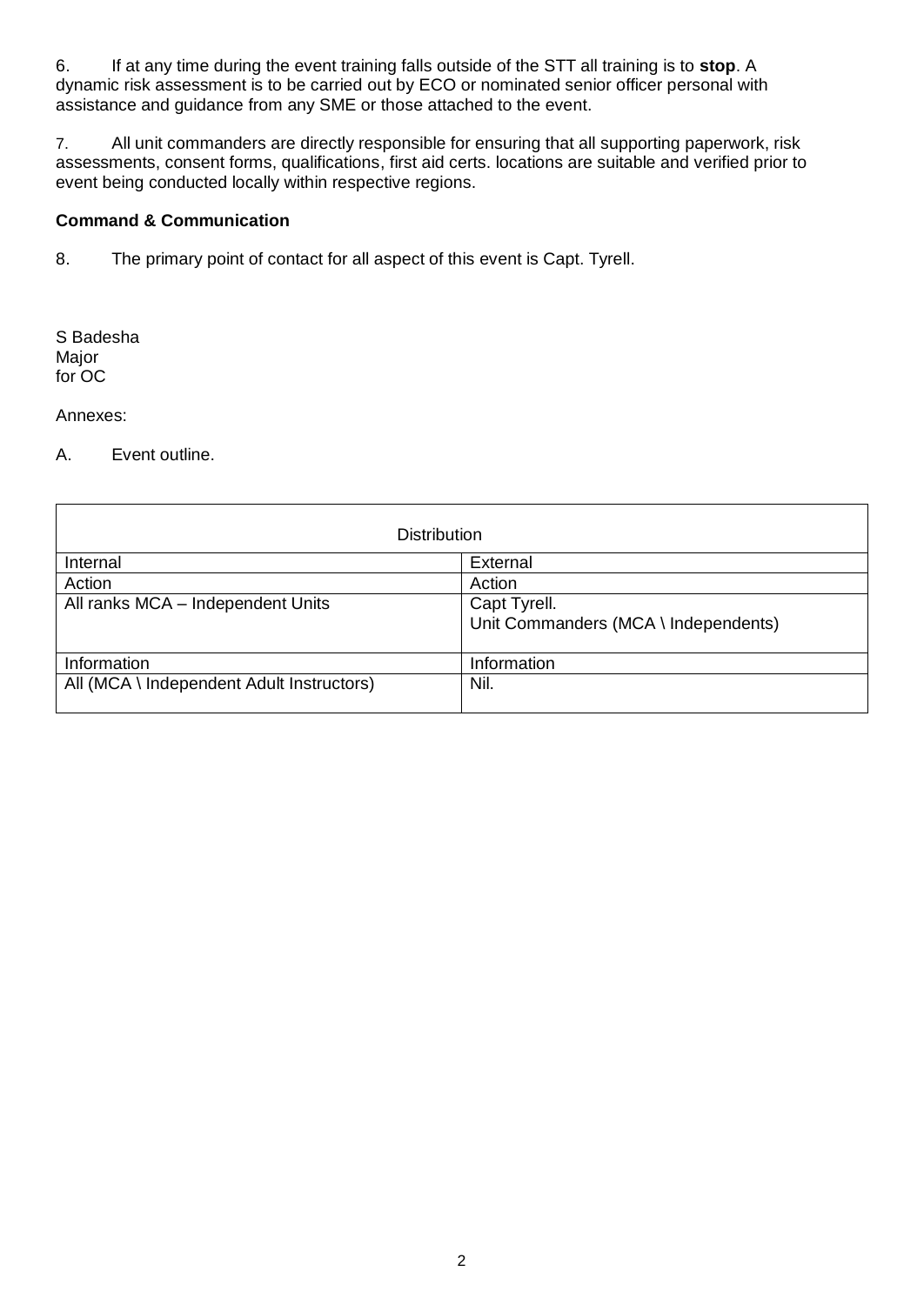6. If at any time during the event training falls outside of the STT all training is to **stop**. A dynamic risk assessment is to be carried out by ECO or nominated senior officer personal with assistance and guidance from any SME or those attached to the event.

7. All unit commanders are directly responsible for ensuring that all supporting paperwork, risk assessments, consent forms, qualifications, first aid certs. locations are suitable and verified prior to event being conducted locally within respective regions.

**Command & Communication**

8. The primary point of contact for all aspect of this event is Capt. Tyrell.

S Badesha
Major
for OC

Annexes:

A. Event outline.

| Distribution | |
|---|---|
| Internal | External |
| Action | Action |
| All ranks MCA – Independent Units | Capt Tyrell.<br>Unit Commanders (MCA \ Independents) |
| Information | Information |
| All (MCA \ Independent Adult Instructors) | Nil. |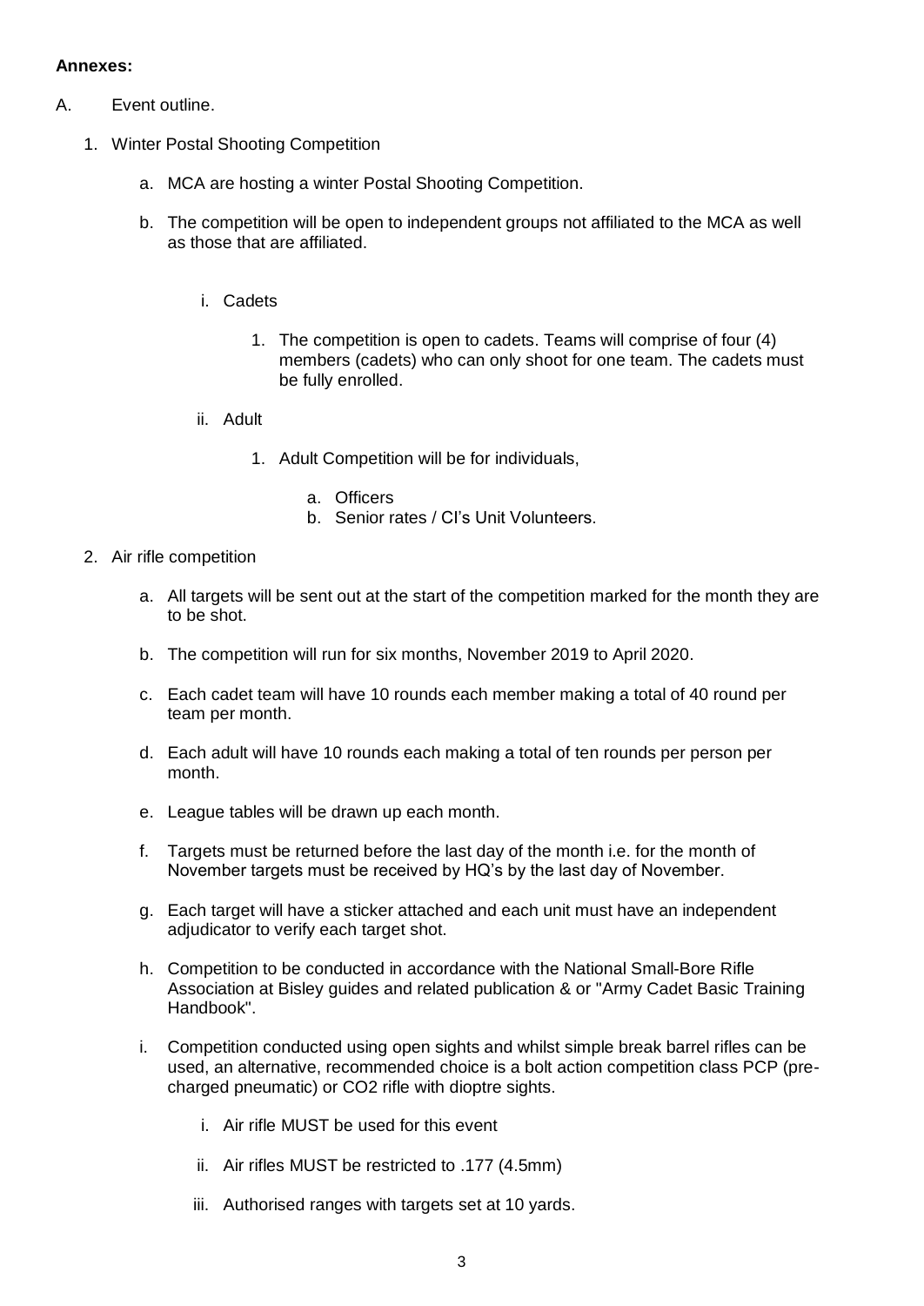**Annexes:**

A. Event outline.

1. Winter Postal Shooting Competition

    a. MCA are hosting a winter Postal Shooting Competition.

    b. The competition will be open to independent groups not affiliated to the MCA as well as those that are affiliated.

        i. Cadets

            1. The competition is open to cadets. Teams will comprise of four (4) members (cadets) who can only shoot for one team. The cadets must be fully enrolled.

        ii. Adult

            1. Adult Competition will be for individuals,

                a. Officers
                b. Senior rates / CI's Unit Volunteers.

2. Air rifle competition

    a. All targets will be sent out at the start of the competition marked for the month they are to be shot.

    b. The competition will run for six months, November 2019 to April 2020.

    c. Each cadet team will have 10 rounds each member making a total of 40 round per team per month.

    d. Each adult will have 10 rounds each making a total of ten rounds per person per month.

    e. League tables will be drawn up each month.

    f. Targets must be returned before the last day of the month i.e. for the month of November targets must be received by HQ's by the last day of November.

    g. Each target will have a sticker attached and each unit must have an independent adjudicator to verify each target shot.

    h. Competition to be conducted in accordance with the National Small-Bore Rifle Association at Bisley guides and related publication & or "Army Cadet Basic Training Handbook".

    i. Competition conducted using open sights and whilst simple break barrel rifles can be used, an alternative, recommended choice is a bolt action competition class PCP (pre-charged pneumatic) or CO2 rifle with dioptre sights.

        i. Air rifle MUST be used for this event

        ii. Air rifles MUST be restricted to .177 (4.5mm)

        iii. Authorised ranges with targets set at 10 yards.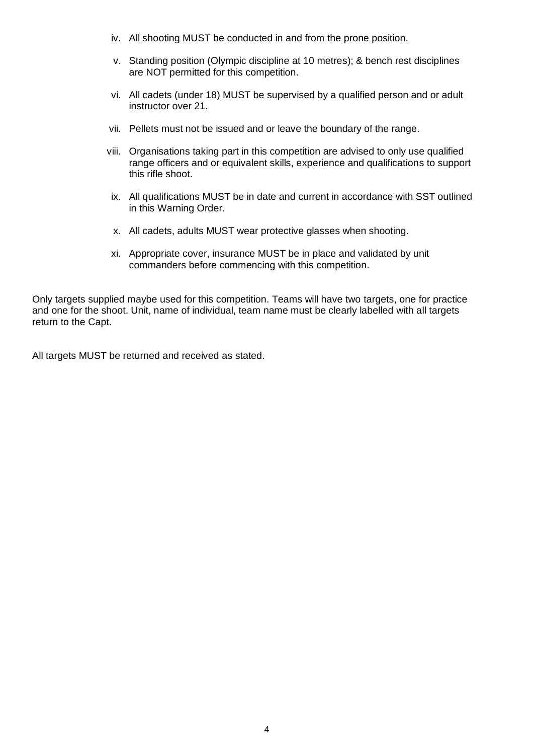iv. All shooting MUST be conducted in and from the prone position.

v. Standing position (Olympic discipline at 10 metres); & bench rest disciplines are NOT permitted for this competition.

vi. All cadets (under 18) MUST be supervised by a qualified person and or adult instructor over 21.

vii. Pellets must not be issued and or leave the boundary of the range.

viii. Organisations taking part in this competition are advised to only use qualified range officers and or equivalent skills, experience and qualifications to support this rifle shoot.

ix. All qualifications MUST be in date and current in accordance with SST outlined in this Warning Order.

x. All cadets, adults MUST wear protective glasses when shooting.

xi. Appropriate cover, insurance MUST be in place and validated by unit commanders before commencing with this competition.

Only targets supplied maybe used for this competition. Teams will have two targets, one for practice and one for the shoot. Unit, name of individual, team name must be clearly labelled with all targets return to the Capt.

All targets MUST be returned and received as stated.